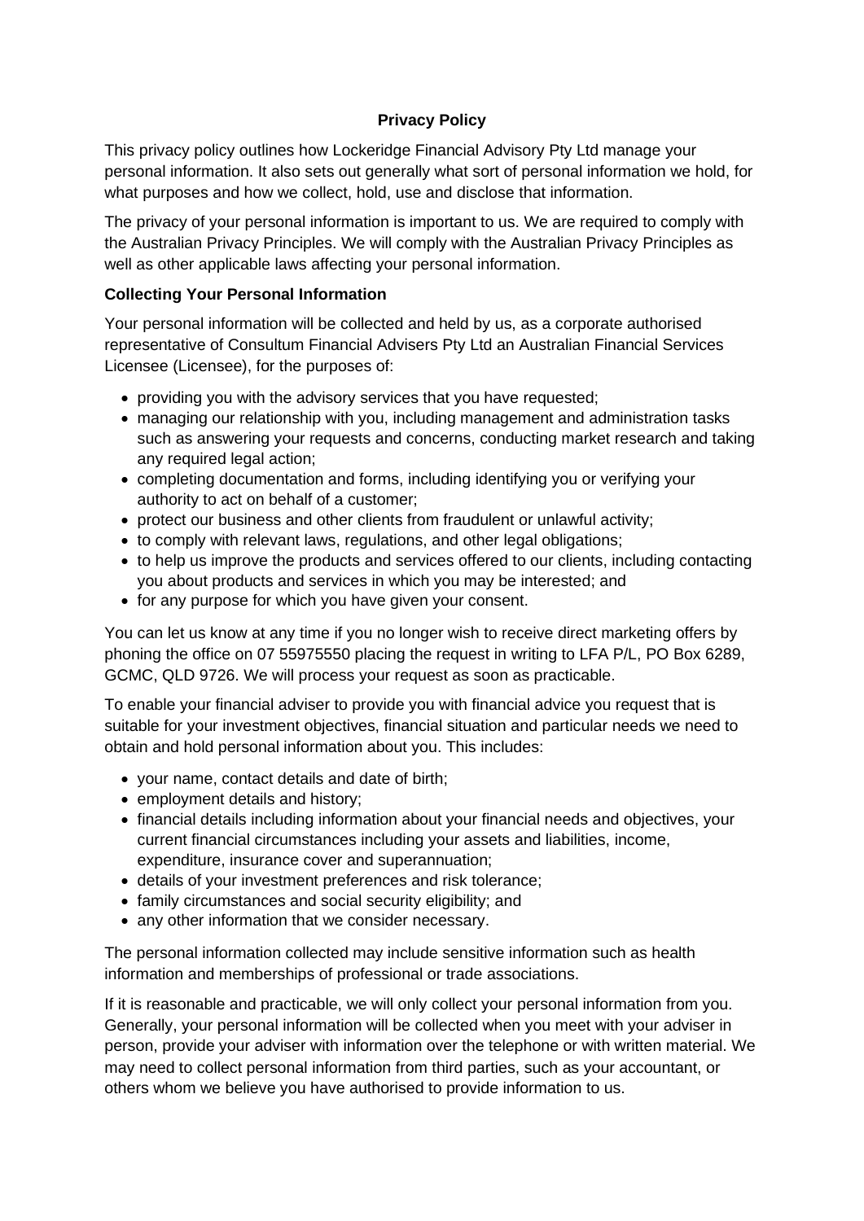# Privacy Policy

This privacy policy outlines how Lockeridge Financial Advisory Pty Ltd manage your personal information. It also sets out generally what sort of personal information we hold, for what purposes and how we collect, hold, use and disclose that information.

The privacy of your personal information is important to us. We are required to comply with the Australian Privacy Principles. We will comply with the Australian Privacy Principles as well as other applicable laws affecting your personal information.

## Collecting Your Personal Information

Your personal information will be collected and held by us, as a corporate authorised representative of Consultum Financial Advisers Pty Ltd an Australian Financial Services Licensee (Licensee), for the purposes of:

- providing you with the advisory services that you have requested;
- managing our relationship with you, including management and administration tasks such as answering your requests and concerns, conducting market research and taking any required legal action;
- completing documentation and forms, including identifying you or verifying your authority to act on behalf of a customer;
- protect our business and other clients from fraudulent or unlawful activity;
- to comply with relevant laws, regulations, and other legal obligations;
- to help us improve the products and services offered to our clients, including contacting you about products and services in which you may be interested; and
- for any purpose for which you have given your consent.

You can let us know at any time if you no longer wish to receive direct marketing offers by phoning the office on 07 55975550 placing the request in writing to LFA P/L, PO Box 6289, GCMC, QLD 9726. We will process your request as soon as practicable.

To enable your financial adviser to provide you with financial advice you request that is suitable for your investment objectives, financial situation and particular needs we need to obtain and hold personal information about you. This includes:

- your name, contact details and date of birth;
- employment details and history;
- financial details including information about your financial needs and objectives, your current financial circumstances including your assets and liabilities, income, expenditure, insurance cover and superannuation;
- details of your investment preferences and risk tolerance;
- family circumstances and social security eligibility; and
- any other information that we consider necessary.

The personal information collected may include sensitive information such as health information and memberships of professional or trade associations.

If it is reasonable and practicable, we will only collect your personal information from you. Generally, your personal information will be collected when you meet with your adviser in person, provide your adviser with information over the telephone or with written material. We may need to collect personal information from third parties, such as your accountant, or others whom we believe you have authorised to provide information to us.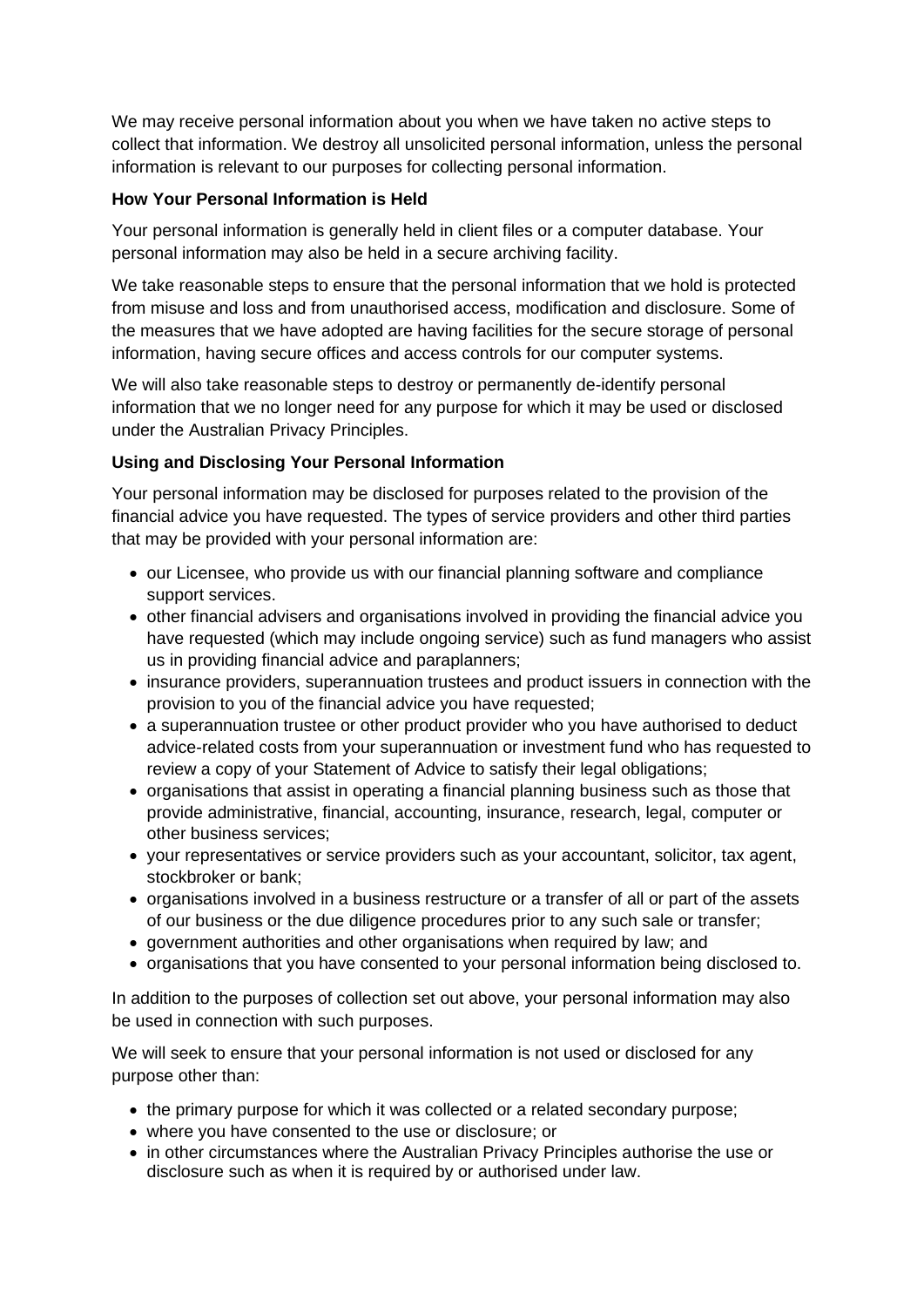We may receive personal information about you when we have taken no active steps to collect that information. We destroy all unsolicited personal information, unless the personal information is relevant to our purposes for collecting personal information.

**How Your Personal Information is Held**

Your personal information is generally held in client files or a computer database. Your personal information may also be held in a secure archiving facility.

We take reasonable steps to ensure that the personal information that we hold is protected from misuse and loss and from unauthorised access, modification and disclosure. Some of the measures that we have adopted are having facilities for the secure storage of personal information, having secure offices and access controls for our computer systems.

We will also take reasonable steps to destroy or permanently de-identify personal information that we no longer need for any purpose for which it may be used or disclosed under the Australian Privacy Principles.

**Using and Disclosing Your Personal Information**

Your personal information may be disclosed for purposes related to the provision of the financial advice you have requested. The types of service providers and other third parties that may be provided with your personal information are:

- our Licensee, who provide us with our financial planning software and compliance support services.
- other financial advisers and organisations involved in providing the financial advice you have requested (which may include ongoing service) such as fund managers who assist us in providing financial advice and paraplanners;
- insurance providers, superannuation trustees and product issuers in connection with the provision to you of the financial advice you have requested;
- a superannuation trustee or other product provider who you have authorised to deduct advice-related costs from your superannuation or investment fund who has requested to review a copy of your Statement of Advice to satisfy their legal obligations;
- organisations that assist in operating a financial planning business such as those that provide administrative, financial, accounting, insurance, research, legal, computer or other business services;
- your representatives or service providers such as your accountant, solicitor, tax agent, stockbroker or bank;
- organisations involved in a business restructure or a transfer of all or part of the assets of our business or the due diligence procedures prior to any such sale or transfer;
- government authorities and other organisations when required by law; and
- organisations that you have consented to your personal information being disclosed to.

In addition to the purposes of collection set out above, your personal information may also be used in connection with such purposes.

We will seek to ensure that your personal information is not used or disclosed for any purpose other than:

- the primary purpose for which it was collected or a related secondary purpose;
- where you have consented to the use or disclosure; or
- in other circumstances where the Australian Privacy Principles authorise the use or disclosure such as when it is required by or authorised under law.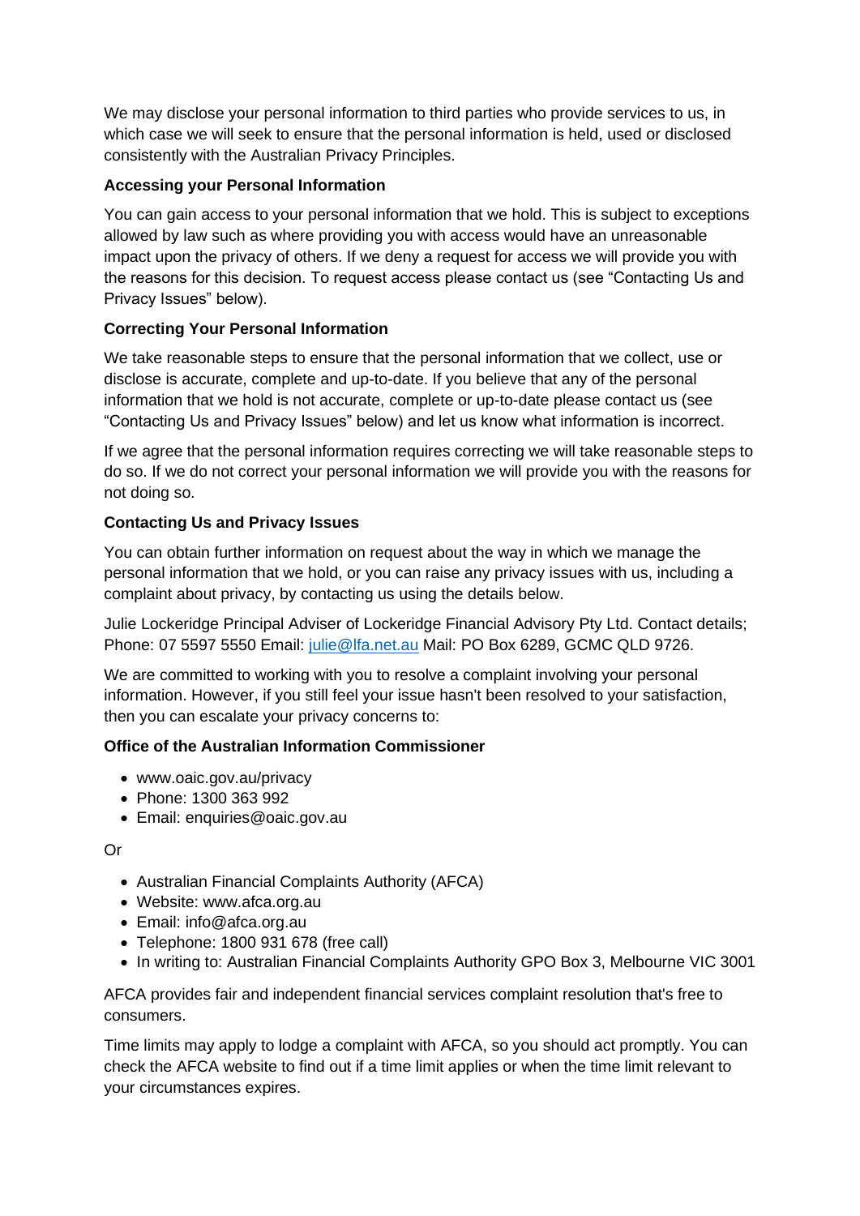We may disclose your personal information to third parties who provide services to us, in which case we will seek to ensure that the personal information is held, used or disclosed consistently with the Australian Privacy Principles.

**Accessing your Personal Information**

You can gain access to your personal information that we hold. This is subject to exceptions allowed by law such as where providing you with access would have an unreasonable impact upon the privacy of others. If we deny a request for access we will provide you with the reasons for this decision. To request access please contact us (see "Contacting Us and Privacy Issues" below).

**Correcting Your Personal Information**

We take reasonable steps to ensure that the personal information that we collect, use or disclose is accurate, complete and up-to-date. If you believe that any of the personal information that we hold is not accurate, complete or up-to-date please contact us (see "Contacting Us and Privacy Issues" below) and let us know what information is incorrect.

If we agree that the personal information requires correcting we will take reasonable steps to do so. If we do not correct your personal information we will provide you with the reasons for not doing so.

**Contacting Us and Privacy Issues**

You can obtain further information on request about the way in which we manage the personal information that we hold, or you can raise any privacy issues with us, including a complaint about privacy, by contacting us using the details below.

Julie Lockeridge Principal Adviser of Lockeridge Financial Advisory Pty Ltd. Contact details; Phone: 07 5597 5550 Email: [julie@lfa.net.au](mailto:julie@lfa.net.au) Mail: PO Box 6289, GCMC QLD 9726.

We are committed to working with you to resolve a complaint involving your personal information. However, if you still feel your issue hasn't been resolved to your satisfaction, then you can escalate your privacy concerns to:

**Office of the Australian Information Commissioner**

- www.oaic.gov.au/privacy
- Phone: 1300 363 992
- Email: enquiries@oaic.gov.au

Or

- Australian Financial Complaints Authority (AFCA)
- Website: www.afca.org.au
- Email: info@afca.org.au
- Telephone: 1800 931 678 (free call)
- In writing to: Australian Financial Complaints Authority GPO Box 3, Melbourne VIC 3001

AFCA provides fair and independent financial services complaint resolution that's free to consumers.

Time limits may apply to lodge a complaint with AFCA, so you should act promptly. You can check the AFCA website to find out if a time limit applies or when the time limit relevant to your circumstances expires.